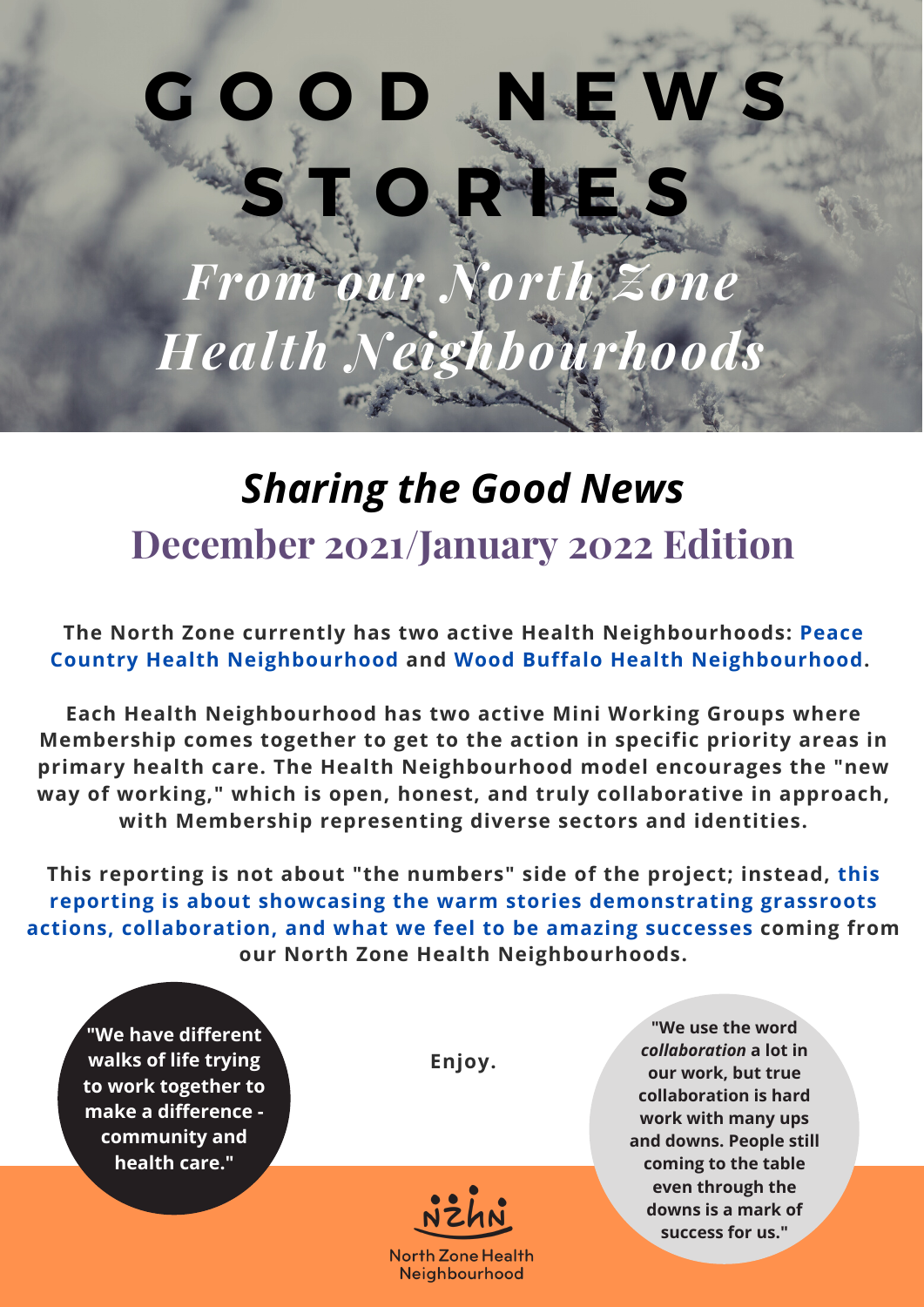# GOOD NEWS STORIES

## *From our North Zone Health Neighbourhoods*

## *Sharing the Good News*

## December 2021/January 2022 Edition

**The North Zone currently has two active Health Neighbourhoods: Peace Country Health Neighbourhood and Wood Buffalo Health Neighbourhood.**

**Each Health Neighbourhood has two active Mini Working Groups where Membership comes together to get to the action in specific priority areas in primary health care. The Health Neighbourhood model encourages the "new way of working," which is open, honest, and truly collaborative in approach, with Membership representing diverse sectors and identities.**

**This reporting is not about "the numbers" side of the project; instead, this reporting is about showcasing the warm stories demonstrating grassroots actions, collaboration, and what we feel to be amazing successes coming from our North Zone Health Neighbourhoods.**

**"We have different walks of life trying to work together to make a difference - community and health care."**

**Enjoy.**

**"We use the word *collaboration* a lot in our work, but true collaboration is hard work with many ups and downs. People still coming to the table even through the downs is a mark of success for us."**

NZHN

North Zone Health Neighbourhood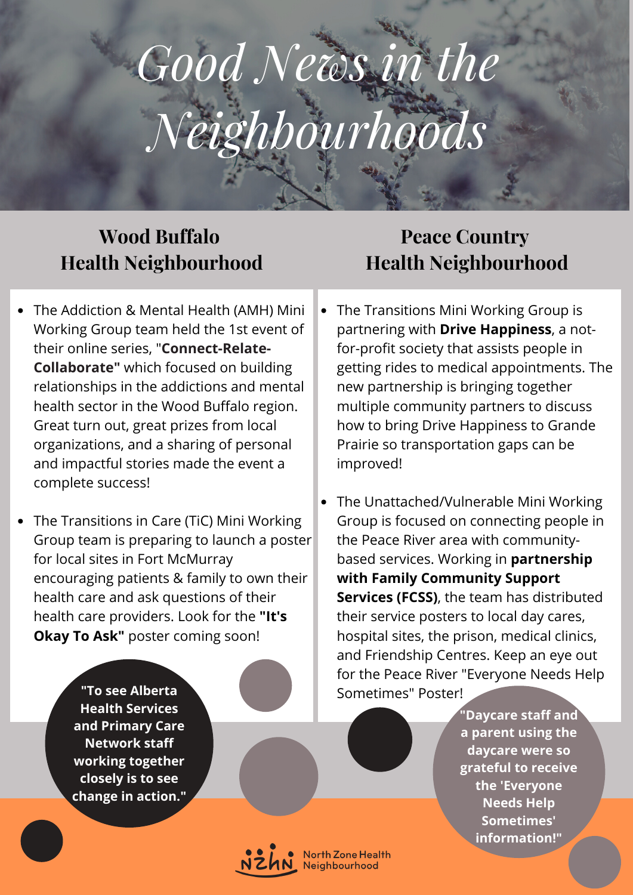# Good News in the Neighbourhoods

## Wood Buffalo Health Neighbourhood

- The Addiction & Mental Health (AMH) Mini Working Group team held the 1st event of their online series, "**Connect-Relate-Collaborate"** which focused on building relationships in the addictions and mental health sector in the Wood Buffalo region. Great turn out, great prizes from local organizations, and a sharing of personal and impactful stories made the event a complete success!
- The Transitions in Care (TiC) Mini Working Group team is preparing to launch a poster for local sites in Fort McMurray encouraging patients & family to own their health care and ask questions of their health care providers. Look for the **"It's Okay To Ask"** poster coming soon!

**"To see Alberta Health Services and Primary Care Network staff working together closely is to see change in action."**

## Peace Country Health Neighbourhood

- The Transitions Mini Working Group is partnering with **Drive Happiness**, a not-for-profit society that assists people in getting rides to medical appointments. The new partnership is bringing together multiple community partners to discuss how to bring Drive Happiness to Grande Prairie so transportation gaps can be improved!
- The Unattached/Vulnerable Mini Working Group is focused on connecting people in the Peace River area with community-based services. Working in **partnership with Family Community Support Services (FCSS)**, the team has distributed their service posters to local day cares, hospital sites, the prison, medical clinics, and Friendship Centres. Keep an eye out for the Peace River "Everyone Needs Help Sometimes" Poster!

**"Daycare staff and a parent using the daycare were so grateful to receive the 'Everyone Needs Help Sometimes' information!"**

North Zone Health Neighbourhood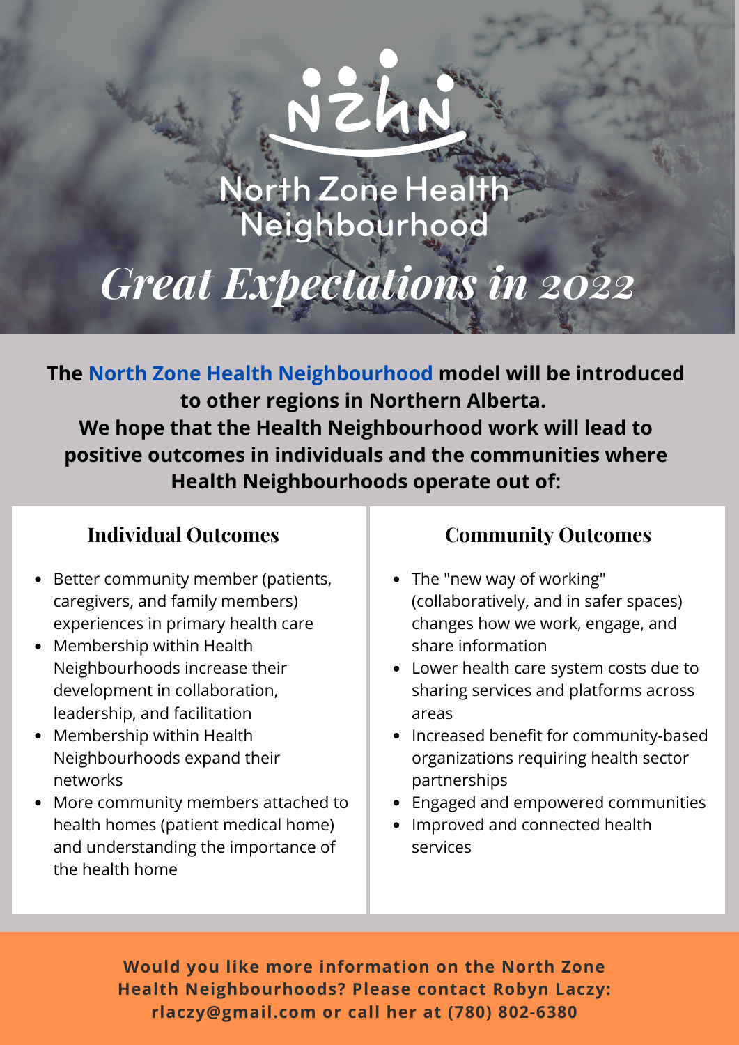NZHN

# North Zone Health Neighbourhood

## *Great Expectations in 2022*

**The North Zone Health Neighbourhood model will be introduced to other regions in Northern Alberta.**
**We hope that the Health Neighbourhood work will lead to positive outcomes in individuals and the communities where Health Neighbourhoods operate out of:**

### Individual Outcomes

- Better community member (patients, caregivers, and family members) experiences in primary health care
- Membership within Health Neighbourhoods increase their development in collaboration, leadership, and facilitation
- Membership within Health Neighbourhoods expand their networks
- More community members attached to health homes (patient medical home) and understanding the importance of the health home

### Community Outcomes

- The "new way of working" (collaboratively, and in safer spaces) changes how we work, engage, and share information
- Lower health care system costs due to sharing services and platforms across areas
- Increased benefit for community-based organizations requiring health sector partnerships
- Engaged and empowered communities
- Improved and connected health services

**Would you like more information on the North Zone Health Neighbourhoods? Please contact Robyn Laczy: rlaczy@gmail.com or call her at (780) 802-6380**